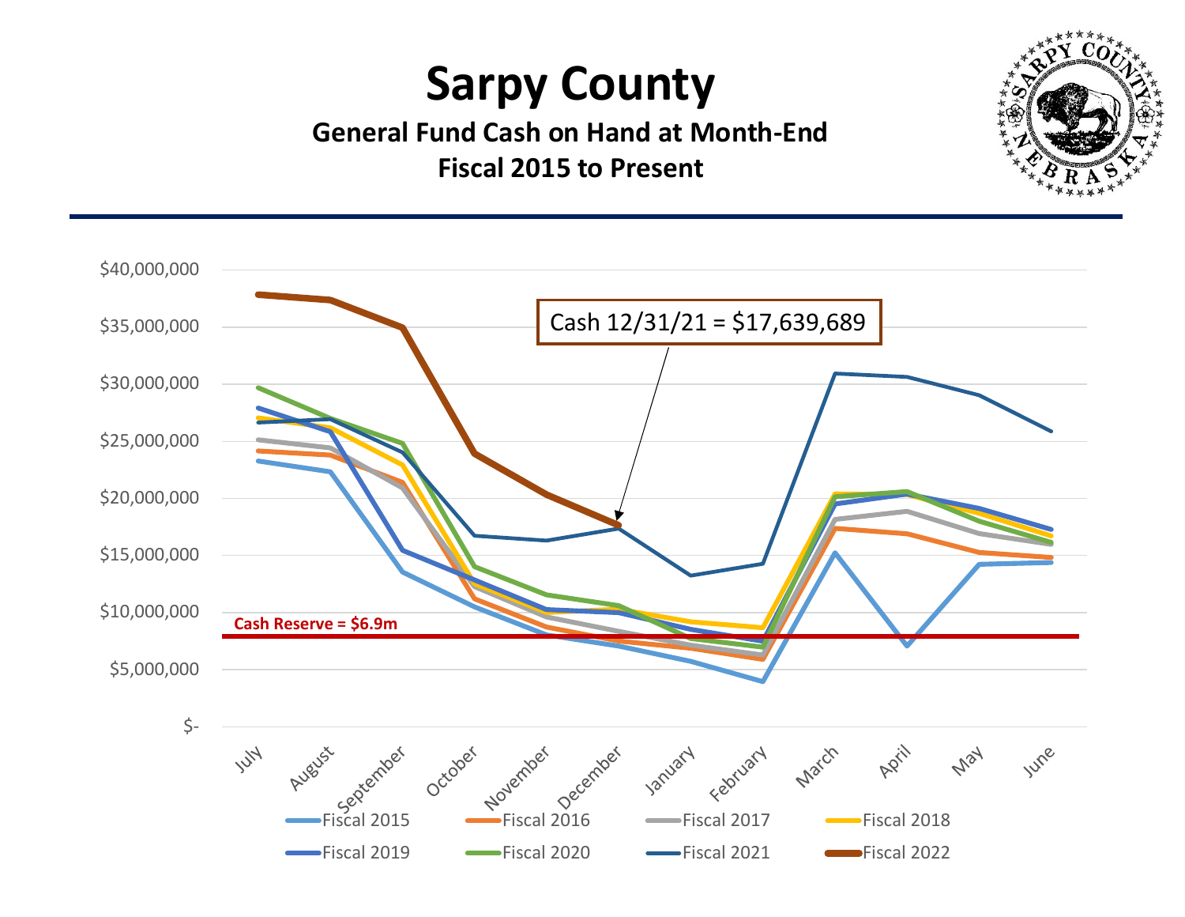# Sarpy County

## General Fund Cash on Hand at Month-End
## Fiscal 2015 to Present

Cash 12/31/21 = $17,639,689

Cash Reserve = $6.9m

$40,000,000
$35,000,000
$30,000,000
$25,000,000
$20,000,000
$15,000,000
$10,000,000
$5,000,000
$-

July, August, September, October, November, December, January, February, March, April, May, June

Fiscal 2015, Fiscal 2016, Fiscal 2017, Fiscal 2018, Fiscal 2019, Fiscal 2020, Fiscal 2021, Fiscal 2022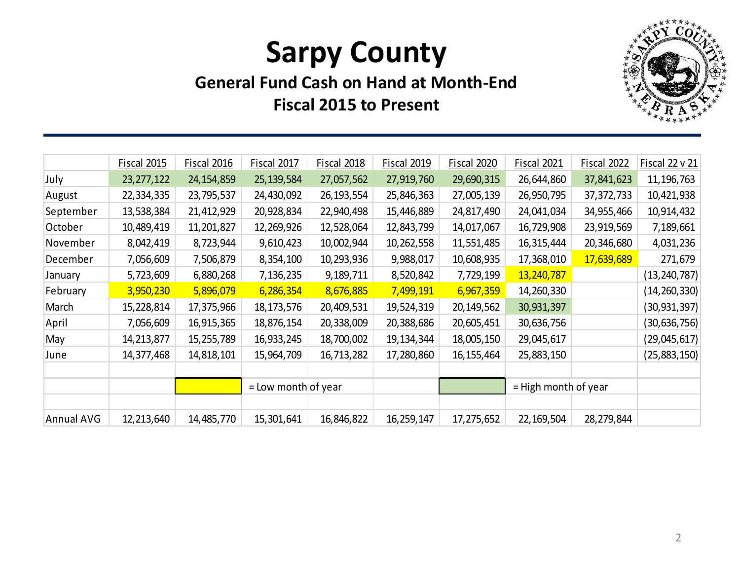# Sarpy County

### General Fund Cash on Hand at Month-End
### Fiscal 2015 to Present

| | Fiscal 2015 | Fiscal 2016 | Fiscal 2017 | Fiscal 2018 | Fiscal 2019 | Fiscal 2020 | Fiscal 2021 | Fiscal 2022 | Fiscal 22 v 21 |
|---|---|---|---|---|---|---|---|---|---|
| July | 23,277,122 | 24,154,859 | 25,139,584 | 27,057,562 | 27,919,760 | 29,690,315 | 26,644,860 | 37,841,623 | 11,196,763 |
| August | 22,334,335 | 23,795,537 | 24,430,092 | 26,193,554 | 25,846,363 | 27,005,139 | 26,950,795 | 37,372,733 | 10,421,938 |
| September | 13,538,384 | 21,412,929 | 20,928,834 | 22,940,498 | 15,446,889 | 24,817,490 | 24,041,034 | 34,955,466 | 10,914,432 |
| October | 10,489,419 | 11,201,827 | 12,269,926 | 12,528,064 | 12,843,799 | 14,017,067 | 16,729,908 | 23,919,569 | 7,189,661 |
| November | 8,042,419 | 8,723,944 | 9,610,423 | 10,002,944 | 10,262,558 | 11,551,485 | 16,315,444 | 20,346,680 | 4,031,236 |
| December | 7,056,609 | 7,506,879 | 8,354,100 | 10,293,936 | 9,988,017 | 10,608,935 | 17,368,010 | 17,639,689 | 271,679 |
| January | 5,723,609 | 6,880,268 | 7,136,235 | 9,189,711 | 8,520,842 | 7,729,199 | 13,240,787 | | (13,240,787) |
| February | 3,950,230 | 5,896,079 | 6,286,354 | 8,676,885 | 7,499,191 | 6,967,359 | 14,260,330 | | (14,260,330) |
| March | 15,228,814 | 17,375,966 | 18,173,576 | 20,409,531 | 19,524,319 | 20,149,562 | 30,931,397 | | (30,931,397) |
| April | 7,056,609 | 16,915,365 | 18,876,154 | 20,338,009 | 20,388,686 | 20,605,451 | 30,636,756 | | (30,636,756) |
| May | 14,213,877 | 15,255,789 | 16,933,245 | 18,700,002 | 19,134,344 | 18,005,150 | 29,045,617 | | (29,045,617) |
| June | 14,377,468 | 14,818,101 | 15,964,709 | 16,713,282 | 17,280,860 | 16,155,464 | 25,883,150 | | (25,883,150) |
| Annual AVG | 12,213,640 | 14,485,770 | 15,301,641 | 16,846,822 | 16,259,147 | 17,275,652 | 22,169,504 | 28,279,844 | |

Yellow = Low month of year

Green = High month of year